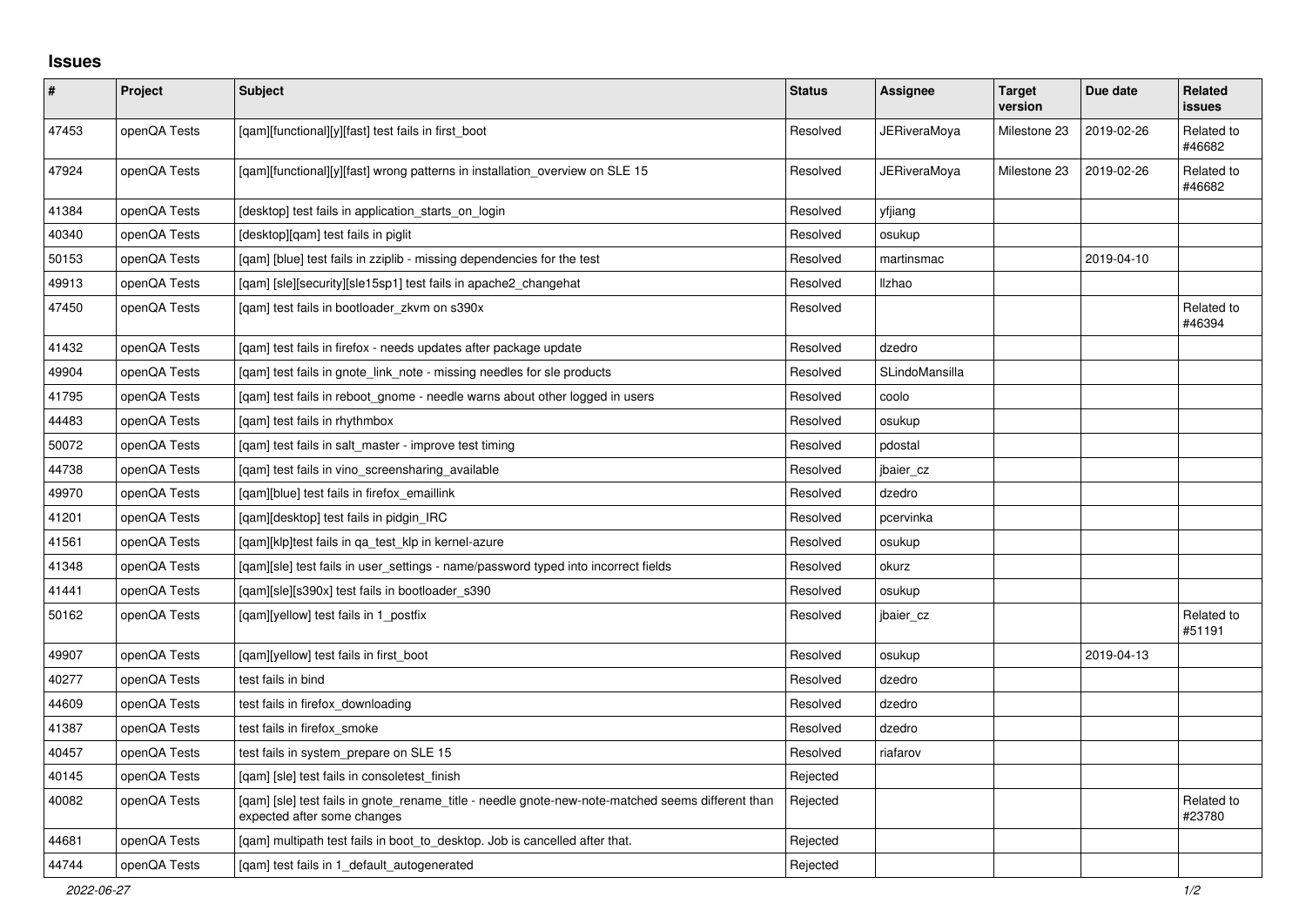## Issues

| # | Project | Subject | Status | Assignee | Target version | Due date | Related issues |
|---|---|---|---|---|---|---|---|
| 47453 | openQA Tests | [qam][functional][y][fast] test fails in first_boot | Resolved | JERiveraMoya | Milestone 23 | 2019-02-26 | Related to #46682 |
| 47924 | openQA Tests | [qam][functional][y][fast] wrong patterns in installation_overview on SLE 15 | Resolved | JERiveraMoya | Milestone 23 | 2019-02-26 | Related to #46682 |
| 41384 | openQA Tests | [desktop] test fails in application_starts_on_login | Resolved | yfjiang | | | |
| 40340 | openQA Tests | [desktop][qam] test fails in piglit | Resolved | osukup | | | |
| 50153 | openQA Tests | [qam] [blue] test fails in zziplib - missing dependencies for the test | Resolved | martinsmac | | 2019-04-10 | |
| 49913 | openQA Tests | [qam] [sle][security][sle15sp1] test fails in apache2_changehat | Resolved | llzhao | | | |
| 47450 | openQA Tests | [qam] test fails in bootloader_zkvm on s390x | Resolved | | | | Related to #46394 |
| 41432 | openQA Tests | [qam] test fails in firefox - needs updates after package update | Resolved | dzedro | | | |
| 49904 | openQA Tests | [qam] test fails in gnote_link_note - missing needles for sle products | Resolved | SLindoMansilla | | | |
| 41795 | openQA Tests | [qam] test fails in reboot_gnome - needle warns about other logged in users | Resolved | coolo | | | |
| 44483 | openQA Tests | [qam] test fails in rhythmbox | Resolved | osukup | | | |
| 50072 | openQA Tests | [qam] test fails in salt_master - improve test timing | Resolved | pdostal | | | |
| 44738 | openQA Tests | [qam] test fails in vino_screensharing_available | Resolved | jbaier_cz | | | |
| 49970 | openQA Tests | [qam][blue] test fails in firefox_emaillink | Resolved | dzedro | | | |
| 41201 | openQA Tests | [qam][desktop] test fails in pidgin_IRC | Resolved | pcervinka | | | |
| 41561 | openQA Tests | [qam][klp]test fails in qa_test_klp in kernel-azure | Resolved | osukup | | | |
| 41348 | openQA Tests | [qam][sle] test fails in user_settings - name/password typed into incorrect fields | Resolved | okurz | | | |
| 41441 | openQA Tests | [qam][sle][s390x] test fails in bootloader_s390 | Resolved | osukup | | | |
| 50162 | openQA Tests | [qam][yellow] test fails in 1_postfix | Resolved | jbaier_cz | | | Related to #51191 |
| 49907 | openQA Tests | [qam][yellow] test fails in first_boot | Resolved | osukup | | 2019-04-13 | |
| 40277 | openQA Tests | test fails in bind | Resolved | dzedro | | | |
| 44609 | openQA Tests | test fails in firefox_downloading | Resolved | dzedro | | | |
| 41387 | openQA Tests | test fails in firefox_smoke | Resolved | dzedro | | | |
| 40457 | openQA Tests | test fails in system_prepare on SLE 15 | Resolved | riafarov | | | |
| 40145 | openQA Tests | [qam] [sle] test fails in consoletest_finish | Rejected | | | | |
| 40082 | openQA Tests | [qam] [sle] test fails in gnote_rename_title - needle gnote-new-note-matched seems different than expected after some changes | Rejected | | | | Related to #23780 |
| 44681 | openQA Tests | [qam] multipath test fails in boot_to_desktop. Job is cancelled after that. | Rejected | | | | |
| 44744 | openQA Tests | [qam] test fails in 1_default_autogenerated | Rejected | | | | |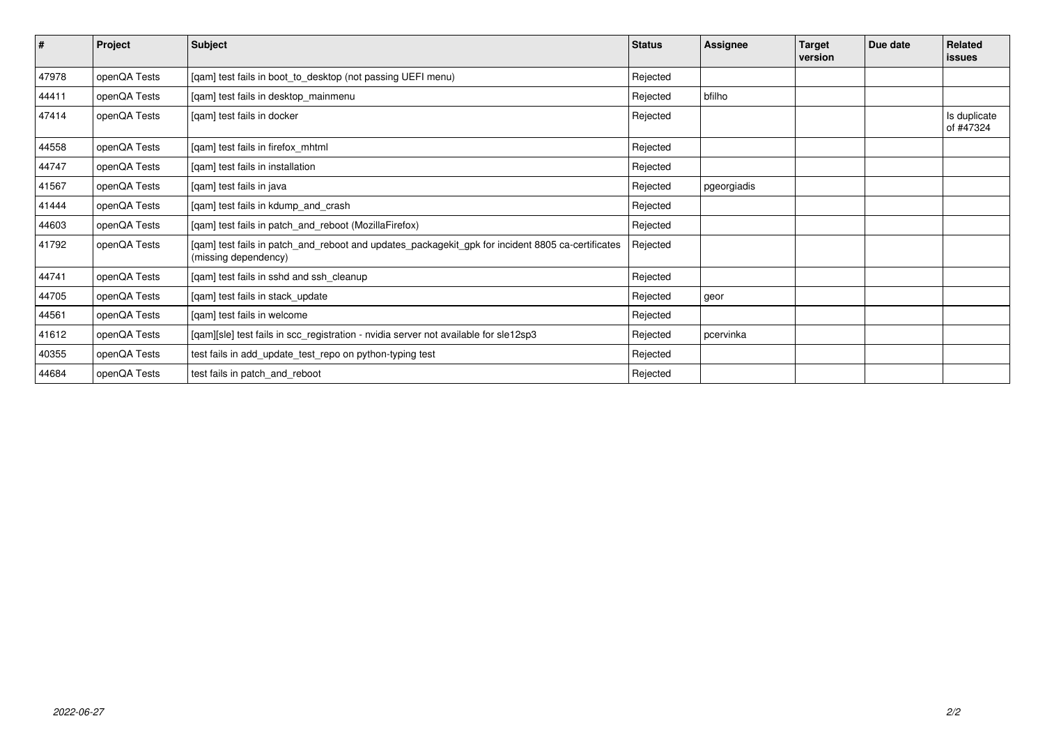| # | Project | Subject | Status | Assignee | Target version | Due date | Related issues |
|---|---|---|---|---|---|---|---|
| 47978 | openQA Tests | [qam] test fails in boot_to_desktop (not passing UEFI menu) | Rejected | | | | |
| 44411 | openQA Tests | [qam] test fails in desktop_mainmenu | Rejected | bfilho | | | |
| 47414 | openQA Tests | [qam] test fails in docker | Rejected | | | | Is duplicate of #47324 |
| 44558 | openQA Tests | [qam] test fails in firefox_mhtml | Rejected | | | | |
| 44747 | openQA Tests | [qam] test fails in installation | Rejected | | | | |
| 41567 | openQA Tests | [qam] test fails in java | Rejected | pgeorgiadis | | | |
| 41444 | openQA Tests | [qam] test fails in kdump_and_crash | Rejected | | | | |
| 44603 | openQA Tests | [qam] test fails in patch_and_reboot (MozillaFirefox) | Rejected | | | | |
| 41792 | openQA Tests | [qam] test fails in patch_and_reboot and updates_packagekit_gpk for incident 8805 ca-certificates (missing dependency) | Rejected | | | | |
| 44741 | openQA Tests | [qam] test fails in sshd and ssh_cleanup | Rejected | | | | |
| 44705 | openQA Tests | [qam] test fails in stack_update | Rejected | geor | | | |
| 44561 | openQA Tests | [qam] test fails in welcome | Rejected | | | | |
| 41612 | openQA Tests | [qam][sle] test fails in scc_registration - nvidia server not available for sle12sp3 | Rejected | pcervinka | | | |
| 40355 | openQA Tests | test fails in add_update_test_repo on python-typing test | Rejected | | | | |
| 44684 | openQA Tests | test fails in patch_and_reboot | Rejected | | | | |

*2022-06-27*